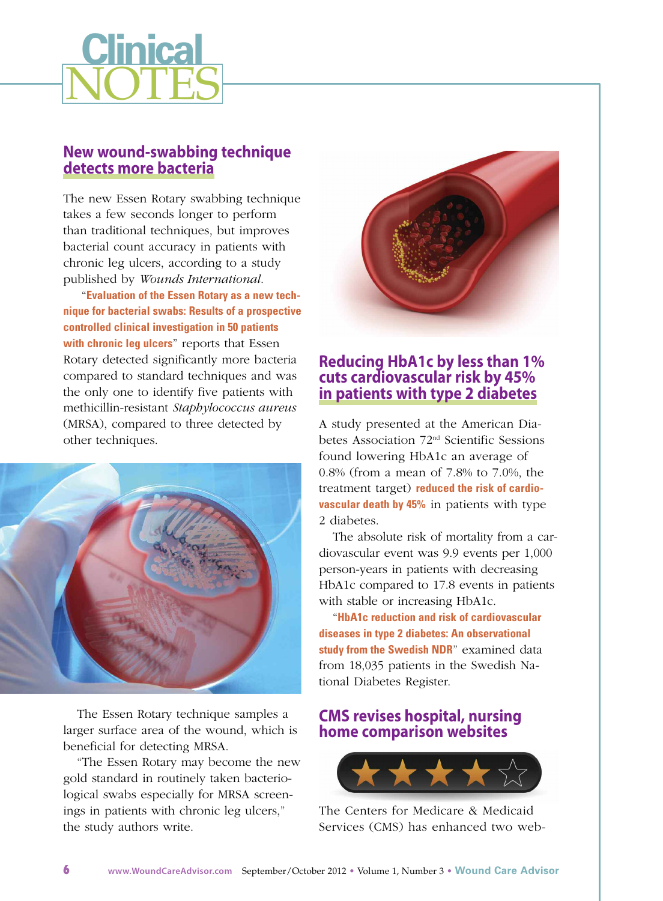# Clinical NOTES

## New wound-swabbing technique detects more bacteria

The new Essen Rotary swabbing technique takes a few seconds longer to perform than traditional techniques, but improves bacterial count accuracy in patients with chronic leg ulcers, according to a study published by *Wounds International.*

"**Evaluation of the Essen Rotary as a new technique for bacterial swabs: Results of a prospective controlled clinical investigation in 50 patients with chronic leg ulcers**" reports that Essen Rotary detected significantly more bacteria compared to standard techniques and was the only one to identify five patients with methicillin-resistant *Staphylococcus aureus* (MRSA), compared to three detected by other techniques.

The Essen Rotary technique samples a larger surface area of the wound, which is beneficial for detecting MRSA.

"The Essen Rotary may become the new gold standard in routinely taken bacteriological swabs especially for MRSA screenings in patients with chronic leg ulcers," the study authors write.

## Reducing HbA1c by less than 1% cuts cardiovascular risk by 45% in patients with type 2 diabetes

A study presented at the American Diabetes Association 72nd Scientific Sessions found lowering HbA1c an average of 0.8% (from a mean of 7.8% to 7.0%, the treatment target) **reduced the risk of cardiovascular death by 45%** in patients with type 2 diabetes.

The absolute risk of mortality from a cardiovascular event was 9.9 events per 1,000 person-years in patients with decreasing HbA1c compared to 17.8 events in patients with stable or increasing HbA1c.

"**HbA1c reduction and risk of cardiovascular diseases in type 2 diabetes: An observational study from the Swedish NDR**" examined data from 18,035 patients in the Swedish National Diabetes Register.

## CMS revises hospital, nursing home comparison websites

The Centers for Medicare & Medicaid Services (CMS) has enhanced two web-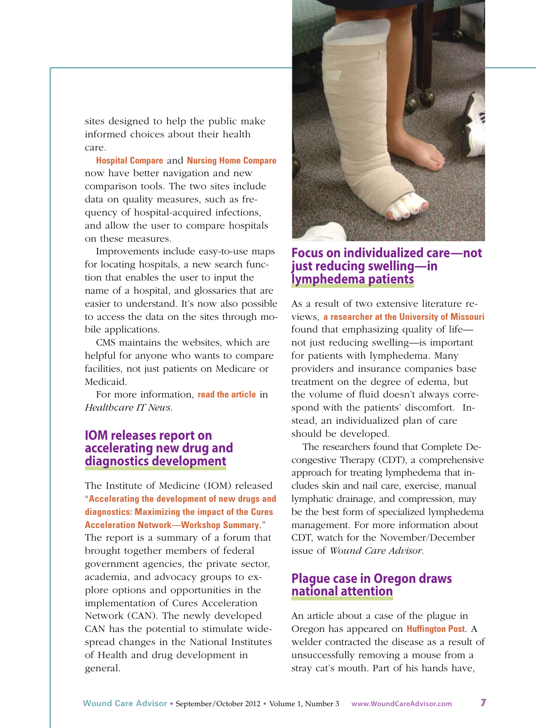sites designed to help the public make informed choices about their health care.

**Hospital Compare** and **Nursing Home Compare** now have better navigation and new comparison tools. The two sites include data on quality measures, such as frequency of hospital-acquired infections, and allow the user to compare hospitals on these measures.

Improvements include easy-to-use maps for locating hospitals, a new search function that enables the user to input the name of a hospital, and glossaries that are easier to understand. It's now also possible to access the data on the sites through mobile applications.

CMS maintains the websites, which are helpful for anyone who wants to compare facilities, not just patients on Medicare or Medicaid.

For more information, **read the article** in *Healthcare IT News*.

## IOM releases report on accelerating new drug and diagnostics development

The Institute of Medicine (IOM) released "**Accelerating the development of new drugs and diagnostics: Maximizing the impact of the Cures Acceleration Network—Workshop Summary**." The report is a summary of a forum that brought together members of federal government agencies, the private sector, academia, and advocacy groups to explore options and opportunities in the implementation of Cures Acceleration Network (CAN). The newly developed CAN has the potential to stimulate widespread changes in the National Institutes of Health and drug development in general.

## Focus on individualized care—not just reducing swelling—in lymphedema patients

As a result of two extensive literature reviews, **a researcher at the University of Missouri** found that emphasizing quality of life—not just reducing swelling—is important for patients with lymphedema. Many providers and insurance companies base treatment on the degree of edema, but the volume of fluid doesn't always correspond with the patients' discomfort. Instead, an individualized plan of care should be developed.

The researchers found that Complete Decongestive Therapy (CDT), a comprehensive approach for treating lymphedema that includes skin and nail care, exercise, manual lymphatic drainage, and compression, may be the best form of specialized lymphedema management. For more information about CDT, watch for the November/December issue of *Wound Care Advisor*.

## Plague case in Oregon draws national attention

An article about a case of the plague in Oregon has appeared on **Huffington Post**. A welder contracted the disease as a result of unsuccessfully removing a mouse from a stray cat's mouth. Part of his hands have,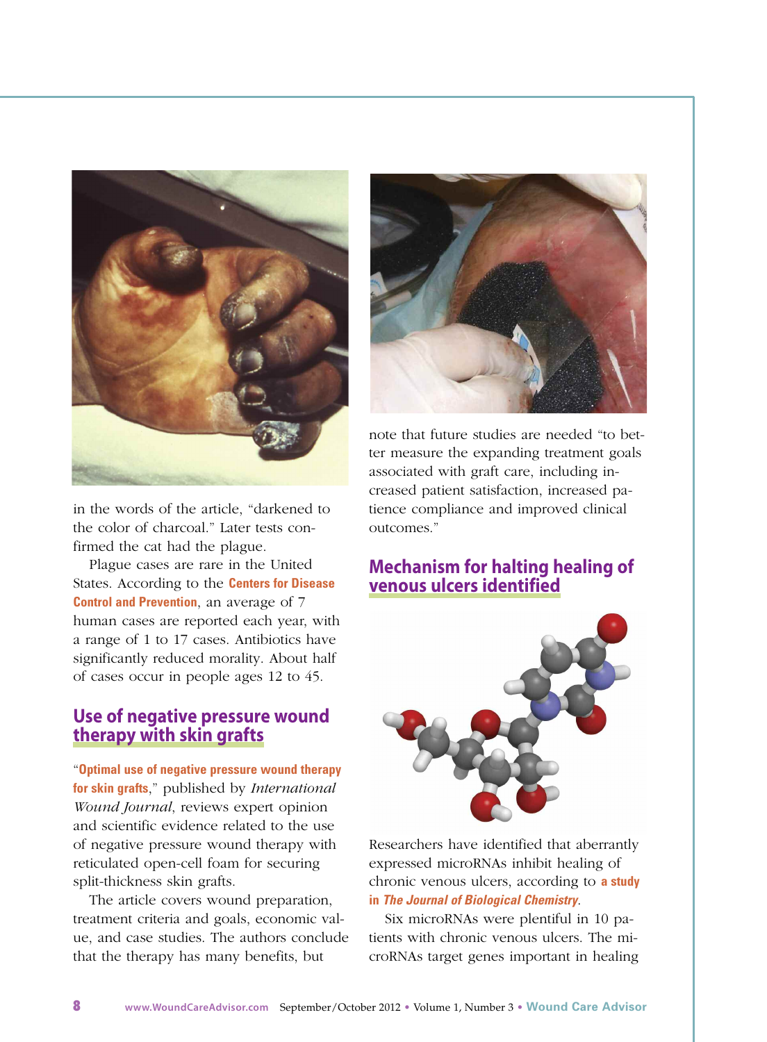in the words of the article, "darkened to the color of charcoal." Later tests confirmed the cat had the plague.

Plague cases are rare in the United States. According to the **Centers for Disease Control and Prevention**, an average of 7 human cases are reported each year, with a range of 1 to 17 cases. Antibiotics have significantly reduced morality. About half of cases occur in people ages 12 to 45.

## Use of negative pressure wound therapy with skin grafts

"**Optimal use of negative pressure wound therapy for skin grafts**," published by *International Wound Journal*, reviews expert opinion and scientific evidence related to the use of negative pressure wound therapy with reticulated open-cell foam for securing split-thickness skin grafts.

The article covers wound preparation, treatment criteria and goals, economic value, and case studies. The authors conclude that the therapy has many benefits, but note that future studies are needed "to better measure the expanding treatment goals associated with graft care, including increased patient satisfaction, increased patience compliance and improved clinical outcomes."

## Mechanism for halting healing of venous ulcers identified

Researchers have identified that aberrantly expressed microRNAs inhibit healing of chronic venous ulcers, according to **a study in *The Journal of Biological Chemistry***.

Six microRNAs were plentiful in 10 patients with chronic venous ulcers. The microRNAs target genes important in healing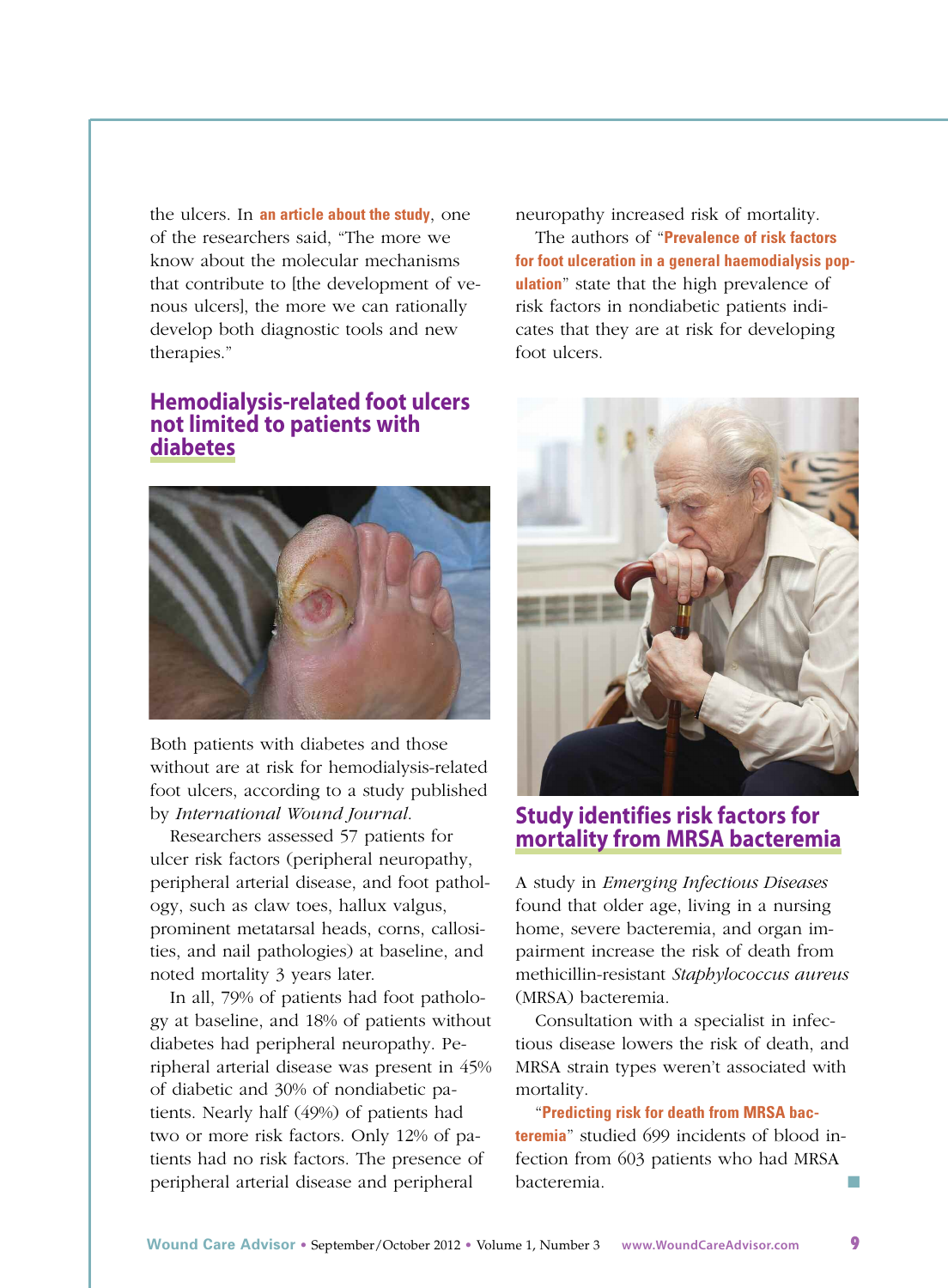the ulcers. In **an article about the study**, one of the researchers said, "The more we know about the molecular mechanisms that contribute to [the development of venous ulcers], the more we can rationally develop both diagnostic tools and new therapies."

## Hemodialysis-related foot ulcers not limited to patients with diabetes

Both patients with diabetes and those without are at risk for hemodialysis-related foot ulcers, according to a study published by *International Wound Journal*.

Researchers assessed 57 patients for ulcer risk factors (peripheral neuropathy, peripheral arterial disease, and foot pathology, such as claw toes, hallux valgus, prominent metatarsal heads, corns, callosities, and nail pathologies) at baseline, and noted mortality 3 years later.

In all, 79% of patients had foot pathology at baseline, and 18% of patients without diabetes had peripheral neuropathy. Peripheral arterial disease was present in 45% of diabetic and 30% of nondiabetic patients. Nearly half (49%) of patients had two or more risk factors. Only 12% of patients had no risk factors. The presence of peripheral arterial disease and peripheral neuropathy increased risk of mortality.

The authors of "**Prevalence of risk factors for foot ulceration in a general haemodialysis population**" state that the high prevalence of risk factors in nondiabetic patients indicates that they are at risk for developing foot ulcers.

## Study identifies risk factors for mortality from MRSA bacteremia

A study in *Emerging Infectious Diseases* found that older age, living in a nursing home, severe bacteremia, and organ impairment increase the risk of death from methicillin-resistant *Staphylococcus aureus* (MRSA) bacteremia.

Consultation with a specialist in infectious disease lowers the risk of death, and MRSA strain types weren't associated with mortality.

"**Predicting risk for death from MRSA bacteremia**" studied 699 incidents of blood infection from 603 patients who had MRSA bacteremia.